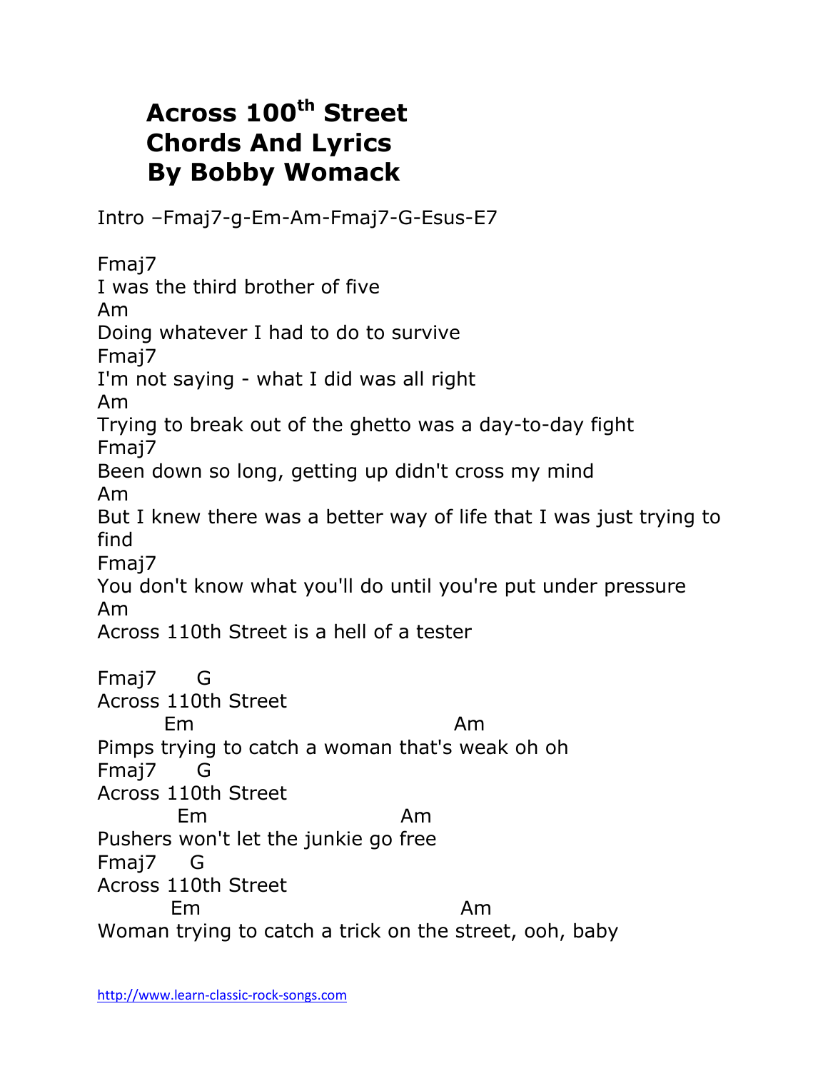# Across 100[th] Street
# Chords And Lyrics
# By Bobby Womack

Intro –Fmaj7-g-Em-Am-Fmaj7-G-Esus-E7

```
Fmaj7
I was the third brother of five
Am
Doing whatever I had to do to survive
Fmaj7
I'm not saying - what I did was all right
Am
Trying to break out of the ghetto was a day-to-day fight
Fmaj7
Been down so long, getting up didn't cross my mind
Am
But I knew there was a better way of life that I was just trying to find
Fmaj7
You don't know what you'll do until you're put under pressure
Am
Across 110th Street is a hell of a tester

Fmaj7      G
Across 110th Street
        Em                          Am
Pimps trying to catch a woman that's weak oh oh
Fmaj7      G
Across 110th Street
          Em                    Am
Pushers won't let the junkie go free
Fmaj7     G
Across 110th Street
         Em                          Am
Woman trying to catch a trick on the street, ooh, baby
```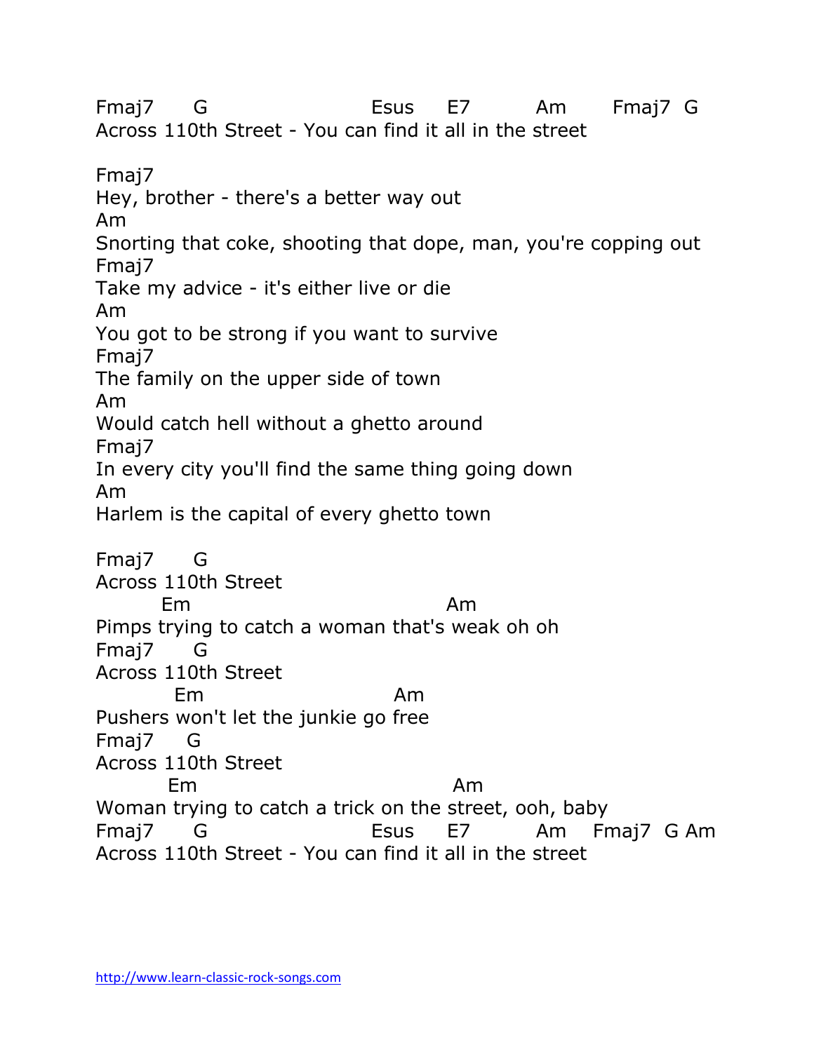```
Fmaj7      G                       Esus      E7          Am       Fmaj7  G
Across 110th Street - You can find it all in the street

Fmaj7
Hey, brother - there's a better way out
Am
Snorting that coke, shooting that dope, man, you're copping out
Fmaj7
Take my advice - it's either live or die
Am
You got to be strong if you want to survive
Fmaj7
The family on the upper side of town
Am
Would catch hell without a ghetto around
Fmaj7
In every city you'll find the same thing going down
Am
Harlem is the capital of every ghetto town

Fmaj7      G
Across 110th Street
        Em                                Am
Pimps trying to catch a woman that's weak oh oh
Fmaj7      G
Across 110th Street
          Em                        Am
Pushers won't let the junkie go free
Fmaj7     G
Across 110th Street
         Em                               Am
Woman trying to catch a trick on the street, ooh, baby
Fmaj7      G                       Esus      E7          Am    Fmaj7  G Am
Across 110th Street - You can find it all in the street
```

http://www.learn-classic-rock-songs.com